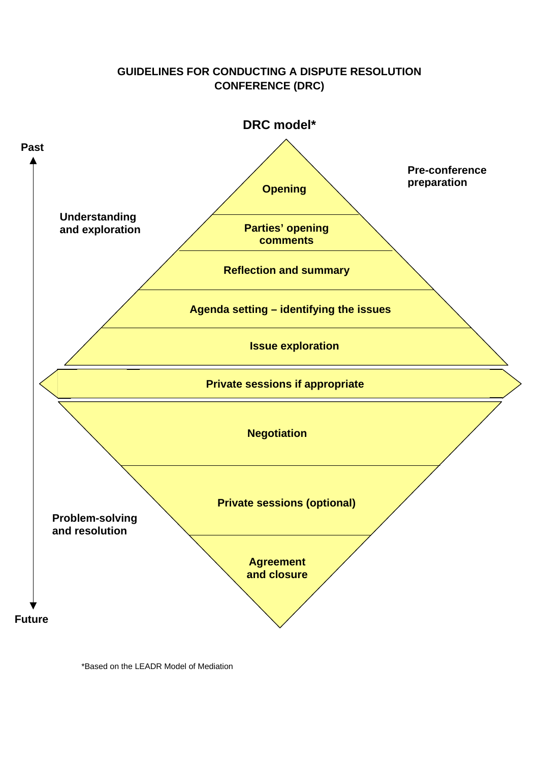# GUIDELINES FOR CONDUCTING A DISPUTE RESOLUTION CONFERENCE (DRC)

## DRC model*

**Past**

**Pre-conference preparation**

**Understanding and exploration**

- **Opening**
- **Parties' opening comments**
- **Reflection and summary**
- **Agenda setting – identifying the issues**
- **Issue exploration**
- **Private sessions if appropriate**
- **Negotiation**
- **Private sessions (optional)**
- **Agreement and closure**

**Problem-solving and resolution**

**Future**

*Based on the LEADR Model of Mediation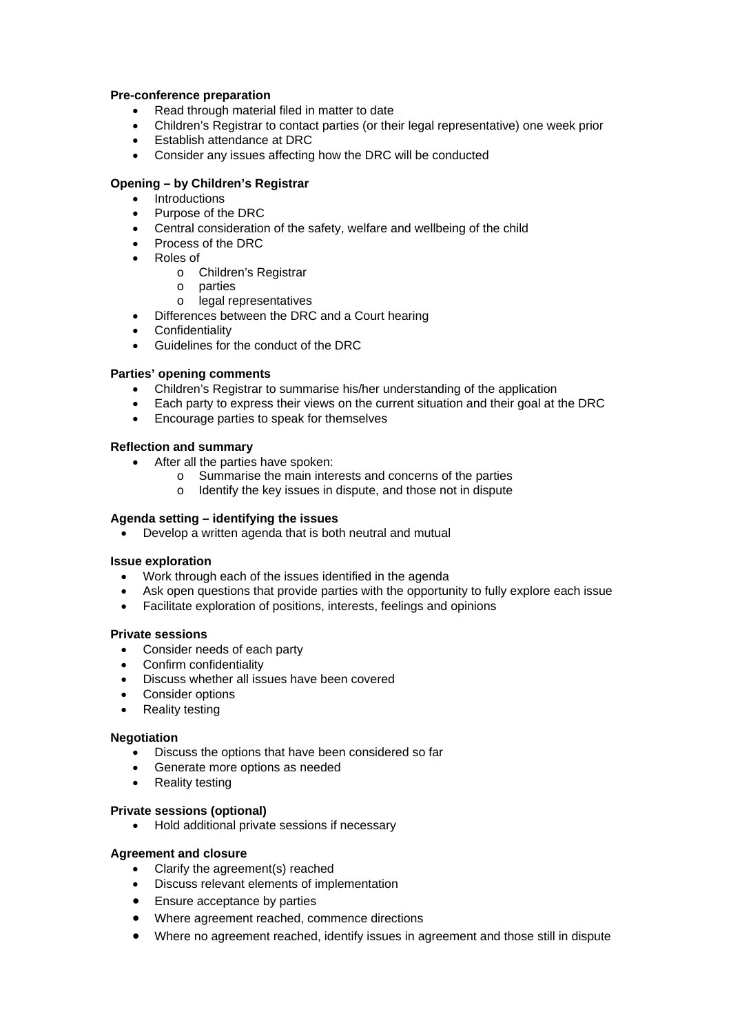**Pre-conference preparation**

- Read through material filed in matter to date
- Children's Registrar to contact parties (or their legal representative) one week prior
- Establish attendance at DRC
- Consider any issues affecting how the DRC will be conducted

**Opening – by Children's Registrar**

- Introductions
- Purpose of the DRC
- Central consideration of the safety, welfare and wellbeing of the child
- Process of the DRC
- Roles of
  - Children's Registrar
  - parties
  - legal representatives
- Differences between the DRC and a Court hearing
- Confidentiality
- Guidelines for the conduct of the DRC

**Parties' opening comments**

- Children's Registrar to summarise his/her understanding of the application
- Each party to express their views on the current situation and their goal at the DRC
- Encourage parties to speak for themselves

**Reflection and summary**

- After all the parties have spoken:
  - Summarise the main interests and concerns of the parties
  - Identify the key issues in dispute, and those not in dispute

**Agenda setting – identifying the issues**

- Develop a written agenda that is both neutral and mutual

**Issue exploration**

- Work through each of the issues identified in the agenda
- Ask open questions that provide parties with the opportunity to fully explore each issue
- Facilitate exploration of positions, interests, feelings and opinions

**Private sessions**

- Consider needs of each party
- Confirm confidentiality
- Discuss whether all issues have been covered
- Consider options
- Reality testing

**Negotiation**

- Discuss the options that have been considered so far
- Generate more options as needed
- Reality testing

**Private sessions (optional)**

- Hold additional private sessions if necessary

**Agreement and closure**

- Clarify the agreement(s) reached
- Discuss relevant elements of implementation
- Ensure acceptance by parties
- Where agreement reached, commence directions
- Where no agreement reached, identify issues in agreement and those still in dispute